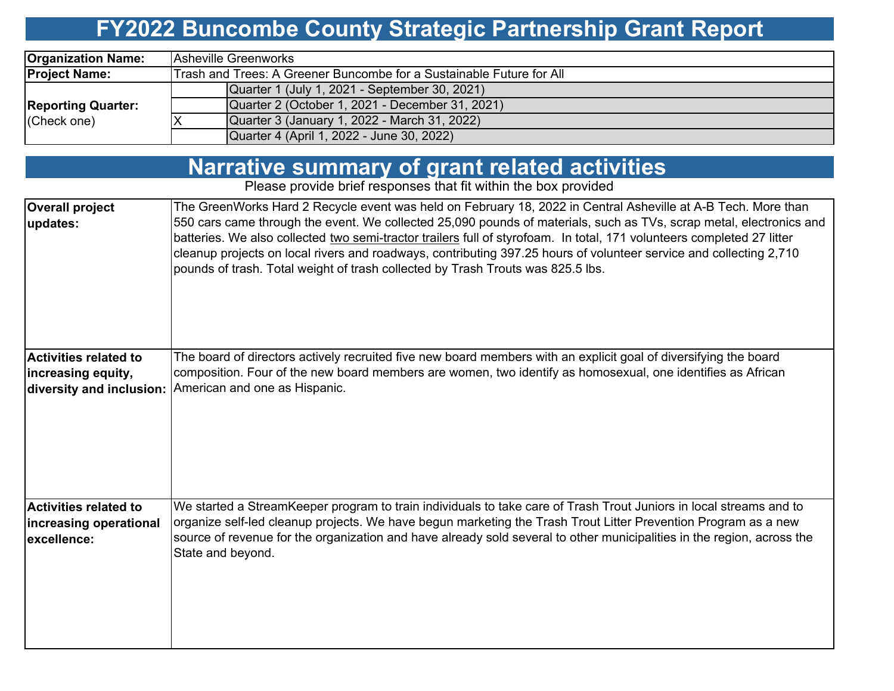# FY2022 Buncombe County Strategic Partnership Grant Report

| | | |
|---|---|---|
| **Organization Name:** | Asheville Greenworks | |
| **Project Name:** | Trash and Trees: A Greener Buncombe for a Sustainable Future for All | |
| **Reporting Quarter:** (Check one) | | Quarter 1 (July 1, 2021 - September 30, 2021) |
| | | Quarter 2 (October 1, 2021 - December 31, 2021) |
| | X | Quarter 3 (January 1, 2022 - March 31, 2022) |
| | | Quarter 4 (April 1, 2022 - June 30, 2022) |

## Narrative summary of grant related activities

Please provide brief responses that fit within the box provided

| | |
|---|---|
| **Overall project updates:** | The GreenWorks Hard 2 Recycle event was held on February 18, 2022 in Central Asheville at A-B Tech. More than 550 cars came through the event. We collected 25,090 pounds of materials, such as TVs, scrap metal, electronics and batteries. We also collected two semi-tractor trailers full of styrofoam. In total, 171 volunteers completed 27 litter cleanup projects on local rivers and roadways, contributing 397.25 hours of volunteer service and collecting 2,710 pounds of trash. Total weight of trash collected by Trash Trouts was 825.5 lbs. |
| **Activities related to increasing equity, diversity and inclusion:** | The board of directors actively recruited five new board members with an explicit goal of diversifying the board composition. Four of the new board members are women, two identify as homosexual, one identifies as African American and one as Hispanic. |
| **Activities related to increasing operational excellence:** | We started a StreamKeeper program to train individuals to take care of Trash Trout Juniors in local streams and to organize self-led cleanup projects. We have begun marketing the Trash Trout Litter Prevention Program as a new source of revenue for the organization and have already sold several to other municipalities in the region, across the State and beyond. |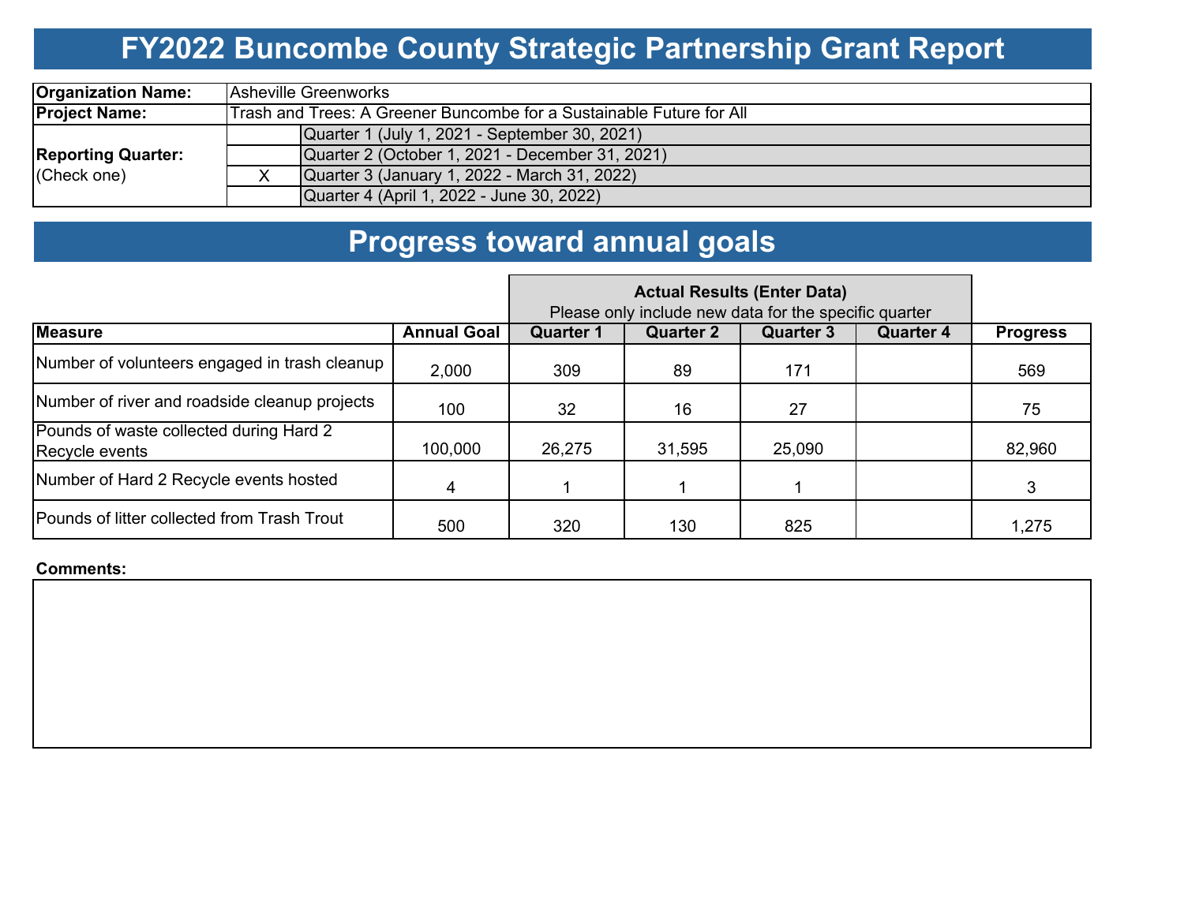# FY2022 Buncombe County Strategic Partnership Grant Report

| | | |
|---|---|---|
| **Organization Name:** | Asheville Greenworks | |
| **Project Name:** | Trash and Trees: A Greener Buncombe for a Sustainable Future for All | |
| **Reporting Quarter:** (Check one) | | Quarter 1 (July 1, 2021 - September 30, 2021) |
| | | Quarter 2 (October 1, 2021 - December 31, 2021) |
| | X | Quarter 3 (January 1, 2022 - March 31, 2022) |
| | | Quarter 4 (April 1, 2022 - June 30, 2022) |

## Progress toward annual goals

| | | **Actual Results (Enter Data)** Please only include new data for the specific quarter | | | | |
|---|---|---|---|---|---|---|
| **Measure** | **Annual Goal** | **Quarter 1** | **Quarter 2** | **Quarter 3** | **Quarter 4** | **Progress** |
| Number of volunteers engaged in trash cleanup | 2,000 | 309 | 89 | 171 | | 569 |
| Number of river and roadside cleanup projects | 100 | 32 | 16 | 27 | | 75 |
| Pounds of waste collected during Hard 2 Recycle events | 100,000 | 26,275 | 31,595 | 25,090 | | 82,960 |
| Number of Hard 2 Recycle events hosted | 4 | 1 | 1 | 1 | | 3 |
| Pounds of litter collected from Trash Trout | 500 | 320 | 130 | 825 | | 1,275 |

**Comments:**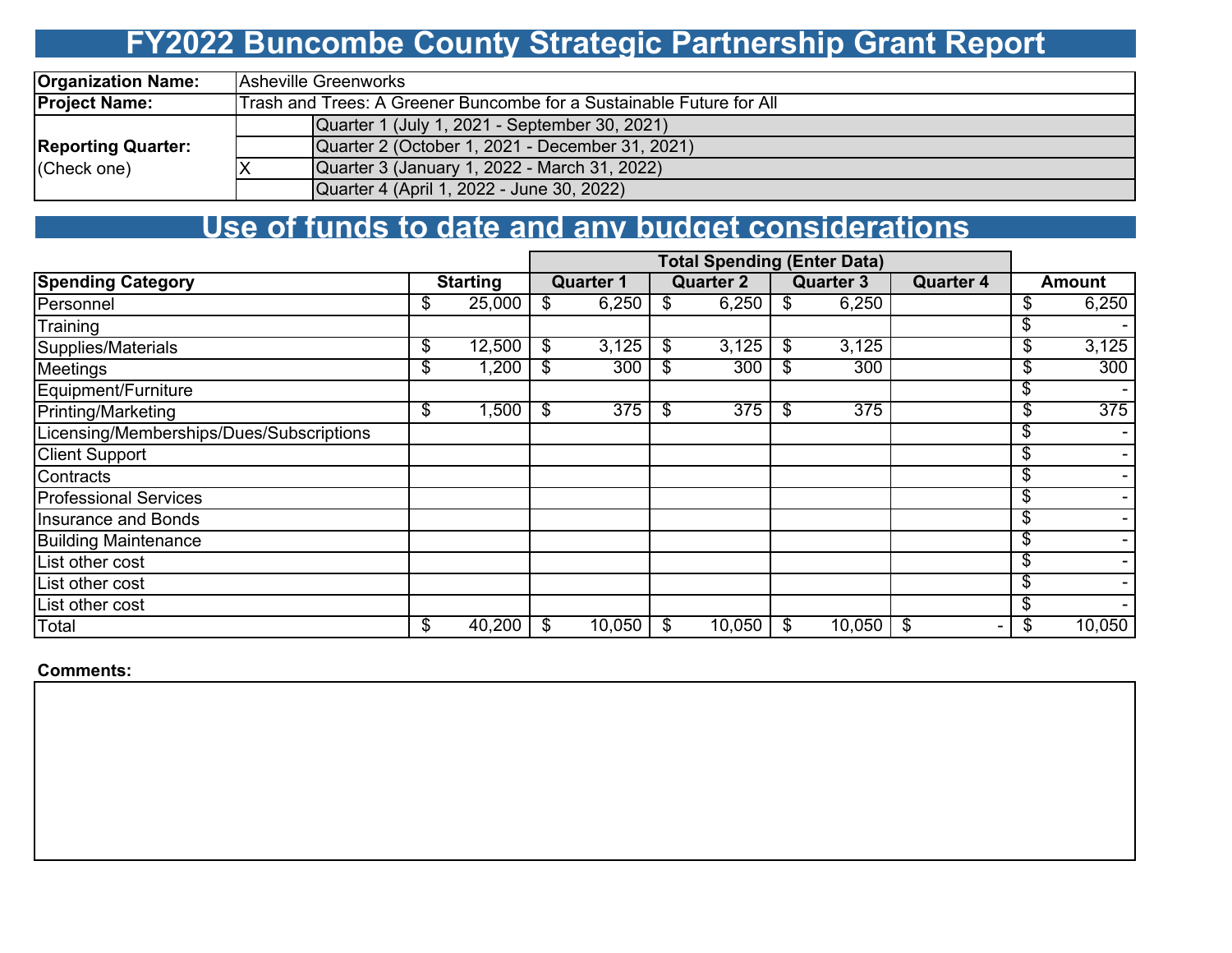# FY2022 Buncombe County Strategic Partnership Grant Report

| | | |
|---|---|---|
| **Organization Name:** | Asheville Greenworks | |
| **Project Name:** | Trash and Trees: A Greener Buncombe for a Sustainable Future for All | |
| **Reporting Quarter:** (Check one) | | Quarter 1 (July 1, 2021 - September 30, 2021) |
| | | Quarter 2 (October 1, 2021 - December 31, 2021) |
| | X | Quarter 3 (January 1, 2022 - March 31, 2022) |
| | | Quarter 4 (April 1, 2022 - June 30, 2022) |

# Use of funds to date and any budget considerations

| | | Total Spending (Enter Data) | | | | |
|---|---|---|---|---|---|---|
| **Spending Category** | **Starting** | **Quarter 1** | **Quarter 2** | **Quarter 3** | **Quarter 4** | **Amount** |
| Personnel | $ 25,000 | $ 6,250 | $ 6,250 | $ 6,250 | | $ 6,250 |
| Training | | | | | | $ - |
| Supplies/Materials | $ 12,500 | $ 3,125 | $ 3,125 | $ 3,125 | | $ 3,125 |
| Meetings | $ 1,200 | $ 300 | $ 300 | $ 300 | | $ 300 |
| Equipment/Furniture | | | | | | $ - |
| Printing/Marketing | $ 1,500 | $ 375 | $ 375 | $ 375 | | $ 375 |
| Licensing/Memberships/Dues/Subscriptions | | | | | | $ - |
| Client Support | | | | | | $ - |
| Contracts | | | | | | $ - |
| Professional Services | | | | | | $ - |
| Insurance and Bonds | | | | | | $ - |
| Building Maintenance | | | | | | $ - |
| List other cost | | | | | | $ - |
| List other cost | | | | | | $ - |
| List other cost | | | | | | $ - |
| Total | $ 40,200 | $ 10,050 | $ 10,050 | $ 10,050 | $ - | $ 10,050 |

**Comments:**